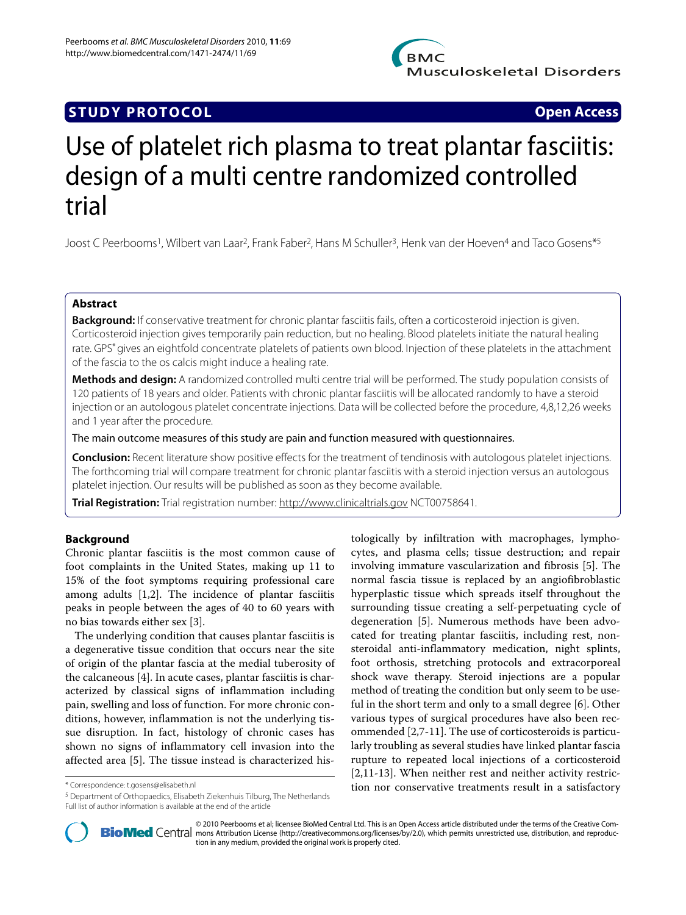**STUDY PROTOCOL** **Open Access**

# Use of platelet rich plasma to treat plantar fasciitis: design of a multi centre randomized controlled trial

Joost C Peerbooms[1], Wilbert van Laar[2], Frank Faber[2], Hans M Schuller[3], Henk van der Hoeven[4] and Taco Gosens*[5]

## Abstract

**Background:** If conservative treatment for chronic plantar fasciitis fails, often a corticosteroid injection is given. Corticosteroid injection gives temporarily pain reduction, but no healing. Blood platelets initiate the natural healing rate. GPS® gives an eightfold concentrate platelets of patients own blood. Injection of these platelets in the attachment of the fascia to the os calcis might induce a healing rate.

**Methods and design:** A randomized controlled multi centre trial will be performed. The study population consists of 120 patients of 18 years and older. Patients with chronic plantar fasciitis will be allocated randomly to have a steroid injection or an autologous platelet concentrate injections. Data will be collected before the procedure, 4,8,12,26 weeks and 1 year after the procedure.

The main outcome measures of this study are pain and function measured with questionnaires.

**Conclusion:** Recent literature show positive effects for the treatment of tendinosis with autologous platelet injections. The forthcoming trial will compare treatment for chronic plantar fasciitis with a steroid injection versus an autologous platelet injection. Our results will be published as soon as they become available.

**Trial Registration:** Trial registration number: http://www.clinicaltrials.gov NCT00758641.

## Background

Chronic plantar fasciitis is the most common cause of foot complaints in the United States, making up 11 to 15% of the foot symptoms requiring professional care among adults [1,2]. The incidence of plantar fasciitis peaks in people between the ages of 40 to 60 years with no bias towards either sex [3].

The underlying condition that causes plantar fasciitis is a degenerative tissue condition that occurs near the site of origin of the plantar fascia at the medial tuberosity of the calcaneous [4]. In acute cases, plantar fasciitis is characterized by classical signs of inflammation including pain, swelling and loss of function. For more chronic conditions, however, inflammation is not the underlying tissue disruption. In fact, histology of chronic cases has shown no signs of inflammatory cell invasion into the affected area [5]. The tissue instead is characterized histologically by infiltration with macrophages, lymphocytes, and plasma cells; tissue destruction; and repair involving immature vascularization and fibrosis [5]. The normal fascia tissue is replaced by an angiofibroblastic hyperplastic tissue which spreads itself throughout the surrounding tissue creating a self-perpetuating cycle of degeneration [5]. Numerous methods have been advocated for treating plantar fasciitis, including rest, non-steroidal anti-inflammatory medication, night splints, foot orthosis, stretching protocols and extracorporeal shock wave therapy. Steroid injections are a popular method of treating the condition but only seem to be useful in the short term and only to a small degree [6]. Other various types of surgical procedures have also been recommended [2,7-11]. The use of corticosteroids is particularly troubling as several studies have linked plantar fascia rupture to repeated local injections of a corticosteroid [2,11-13]. When neither rest and neither activity restriction nor conservative treatments result in a satisfactory

\* Correspondence: t.gosens@elisabeth.nl

[5] Department of Orthopaedics, Elisabeth Ziekenhuis Tilburg, The Netherlands

Full list of author information is available at the end of the article

© 2010 Peerbooms et al; licensee BioMed Central Ltd. This is an Open Access article distributed under the terms of the Creative Commons Attribution License (http://creativecommons.org/licenses/by/2.0), which permits unrestricted use, distribution, and reproduction in any medium, provided the original work is properly cited.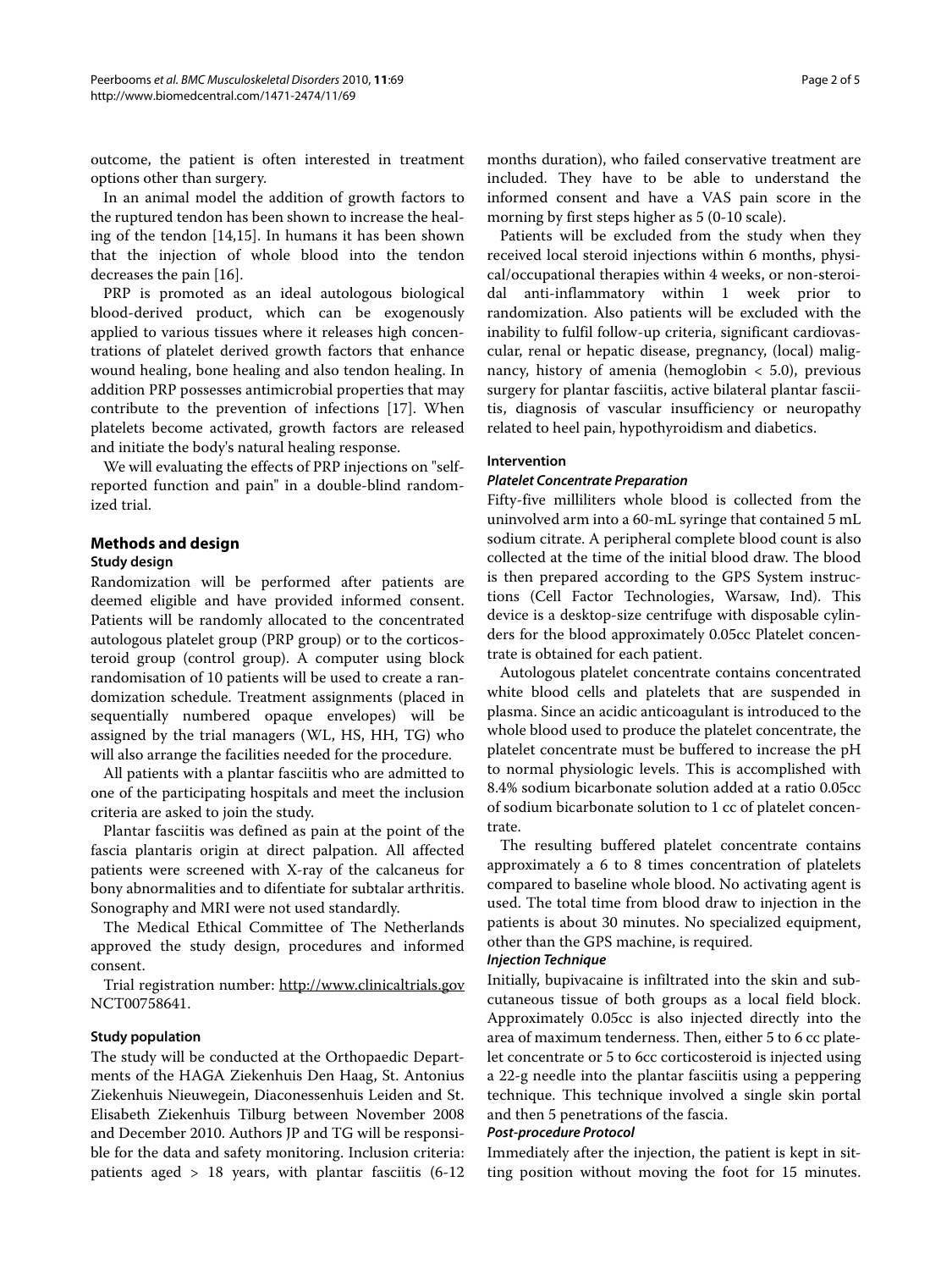outcome, the patient is often interested in treatment options other than surgery.

In an animal model the addition of growth factors to the ruptured tendon has been shown to increase the healing of the tendon [14,15]. In humans it has been shown that the injection of whole blood into the tendon decreases the pain [16].

PRP is promoted as an ideal autologous biological blood-derived product, which can be exogenously applied to various tissues where it releases high concentrations of platelet derived growth factors that enhance wound healing, bone healing and also tendon healing. In addition PRP possesses antimicrobial properties that may contribute to the prevention of infections [17]. When platelets become activated, growth factors are released and initiate the body's natural healing response.

We will evaluating the effects of PRP injections on "self-reported function and pain" in a double-blind randomized trial.

## Methods and design

### Study design

Randomization will be performed after patients are deemed eligible and have provided informed consent. Patients will be randomly allocated to the concentrated autologous platelet group (PRP group) or to the corticosteroid group (control group). A computer using block randomisation of 10 patients will be used to create a randomization schedule. Treatment assignments (placed in sequentially numbered opaque envelopes) will be assigned by the trial managers (WL, HS, HH, TG) who will also arrange the facilities needed for the procedure.

All patients with a plantar fasciitis who are admitted to one of the participating hospitals and meet the inclusion criteria are asked to join the study.

Plantar fasciitis was defined as pain at the point of the fascia plantaris origin at direct palpation. All affected patients were screened with X-ray of the calcaneus for bony abnormalities and to difentiate for subtalar arthritis. Sonography and MRI were not used standardly.

The Medical Ethical Committee of The Netherlands approved the study design, procedures and informed consent.

Trial registration number: http://www.clinicaltrials.gov NCT00758641.

### Study population

The study will be conducted at the Orthopaedic Departments of the HAGA Ziekenhuis Den Haag, St. Antonius Ziekenhuis Nieuwegein, Diaconessenhuis Leiden and St. Elisabeth Ziekenhuis Tilburg between November 2008 and December 2010. Authors JP and TG will be responsible for the data and safety monitoring. Inclusion criteria: patients aged > 18 years, with plantar fasciitis (6-12 months duration), who failed conservative treatment are included. They have to be able to understand the informed consent and have a VAS pain score in the morning by first steps higher as 5 (0-10 scale).

Patients will be excluded from the study when they received local steroid injections within 6 months, physical/occupational therapies within 4 weeks, or non-steroidal anti-inflammatory within 1 week prior to randomization. Also patients will be excluded with the inability to fulfil follow-up criteria, significant cardiovascular, renal or hepatic disease, pregnancy, (local) malignancy, history of amenia (hemoglobin < 5.0), previous surgery for plantar fasciitis, active bilateral plantar fasciitis, diagnosis of vascular insufficiency or neuropathy related to heel pain, hypothyroidism and diabetics.

### Intervention

#### *Platelet Concentrate Preparation*

Fifty-five milliliters whole blood is collected from the uninvolved arm into a 60-mL syringe that contained 5 mL sodium citrate. A peripheral complete blood count is also collected at the time of the initial blood draw. The blood is then prepared according to the GPS System instructions (Cell Factor Technologies, Warsaw, Ind). This device is a desktop-size centrifuge with disposable cylinders for the blood approximately 0.05cc Platelet concentrate is obtained for each patient.

Autologous platelet concentrate contains concentrated white blood cells and platelets that are suspended in plasma. Since an acidic anticoagulant is introduced to the whole blood used to produce the platelet concentrate, the platelet concentrate must be buffered to increase the pH to normal physiologic levels. This is accomplished with 8.4% sodium bicarbonate solution added at a ratio 0.05cc of sodium bicarbonate solution to 1 cc of platelet concentrate.

The resulting buffered platelet concentrate contains approximately a 6 to 8 times concentration of platelets compared to baseline whole blood. No activating agent is used. The total time from blood draw to injection in the patients is about 30 minutes. No specialized equipment, other than the GPS machine, is required.

#### *Injection Technique*

Initially, bupivacaine is infiltrated into the skin and subcutaneous tissue of both groups as a local field block. Approximately 0.05cc is also injected directly into the area of maximum tenderness. Then, either 5 to 6 cc platelet concentrate or 5 to 6cc corticosteroid is injected using a 22-g needle into the plantar fasciitis using a peppering technique. This technique involved a single skin portal and then 5 penetrations of the fascia.

#### *Post-procedure Protocol*

Immediately after the injection, the patient is kept in sitting position without moving the foot for 15 minutes.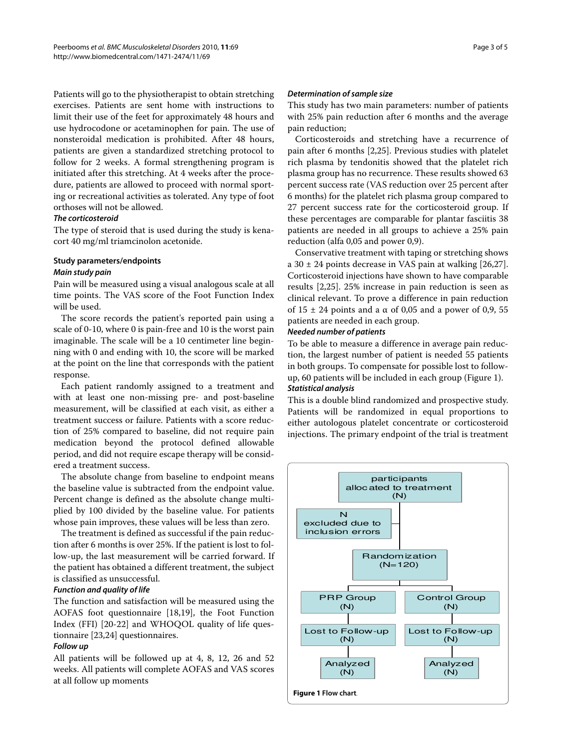Patients will go to the physiotherapist to obtain stretching exercises. Patients are sent home with instructions to limit their use of the feet for approximately 48 hours and use hydrocodone or acetaminophen for pain. The use of nonsteroidal medication is prohibited. After 48 hours, patients are given a standardized stretching protocol to follow for 2 weeks. A formal strengthening program is initiated after this stretching. At 4 weeks after the procedure, patients are allowed to proceed with normal sporting or recreational activities as tolerated. Any type of foot orthoses will not be allowed.

#### *The corticosteroid*

The type of steroid that is used during the study is kenacort 40 mg/ml triamcinolon acetonide.

### Study parameters/endpoints

#### *Main study pain*

Pain will be measured using a visual analogous scale at all time points. The VAS score of the Foot Function Index will be used.

The score records the patient's reported pain using a scale of 0-10, where 0 is pain-free and 10 is the worst pain imaginable. The scale will be a 10 centimeter line beginning with 0 and ending with 10, the score will be marked at the point on the line that corresponds with the patient response.

Each patient randomly assigned to a treatment and with at least one non-missing pre- and post-baseline measurement, will be classified at each visit, as either a treatment success or failure. Patients with a score reduction of 25% compared to baseline, did not require pain medication beyond the protocol defined allowable period, and did not require escape therapy will be considered a treatment success.

The absolute change from baseline to endpoint means the baseline value is subtracted from the endpoint value. Percent change is defined as the absolute change multiplied by 100 divided by the baseline value. For patients whose pain improves, these values will be less than zero.

The treatment is defined as successful if the pain reduction after 6 months is over 25%. If the patient is lost to follow-up, the last measurement will be carried forward. If the patient has obtained a different treatment, the subject is classified as unsuccessful.

#### *Function and quality of life*

The function and satisfaction will be measured using the AOFAS foot questionnaire [18,19], the Foot Function Index (FFI) [20-22] and WHOQOL quality of life questionnaire [23,24] questionnaires.

#### *Follow up*

All patients will be followed up at 4, 8, 12, 26 and 52 weeks. All patients will complete AOFAS and VAS scores at all follow up moments

#### *Determination of sample size*

This study has two main parameters: number of patients with 25% pain reduction after 6 months and the average pain reduction;

Corticosteroids and stretching have a recurrence of pain after 6 months [2,25]. Previous studies with platelet rich plasma by tendonitis showed that the platelet rich plasma group has no recurrence. These results showed 63 percent success rate (VAS reduction over 25 percent after 6 months) for the platelet rich plasma group compared to 27 percent success rate for the corticosteroid group. If these percentages are comparable for plantar fasciitis 38 patients are needed in all groups to achieve a 25% pain reduction (alfa 0,05 and power 0,9).

Conservative treatment with taping or stretching shows a 30 ± 24 points decrease in VAS pain at walking [26,27]. Corticosteroid injections have shown to have comparable results [2,25]. 25% increase in pain reduction is seen as clinical relevant. To prove a difference in pain reduction of 15 ± 24 points and a $\alpha$ of 0,05 and a power of 0,9, 55 patients are needed in each group.

#### *Needed number of patients*

To be able to measure a difference in average pain reduction, the largest number of patient is needed 55 patients in both groups. To compensate for possible lost to follow-up, 60 patients will be included in each group (Figure 1).

#### *Statistical analysis*

This is a double blind randomized and prospective study. Patients will be randomized in equal proportions to either autologous platelet concentrate or corticosteroid injections. The primary endpoint of the trial is treatment

participants allocated to treatment (N)

N excluded due to inclusion errors

Randomization (N=120)

PRP Group (N) | Control Group (N)

Lost to Follow-up (N) | Lost to Follow-up (N)

Analyzed (N) | Analyzed (N)

**Figure 1 Flow chart**.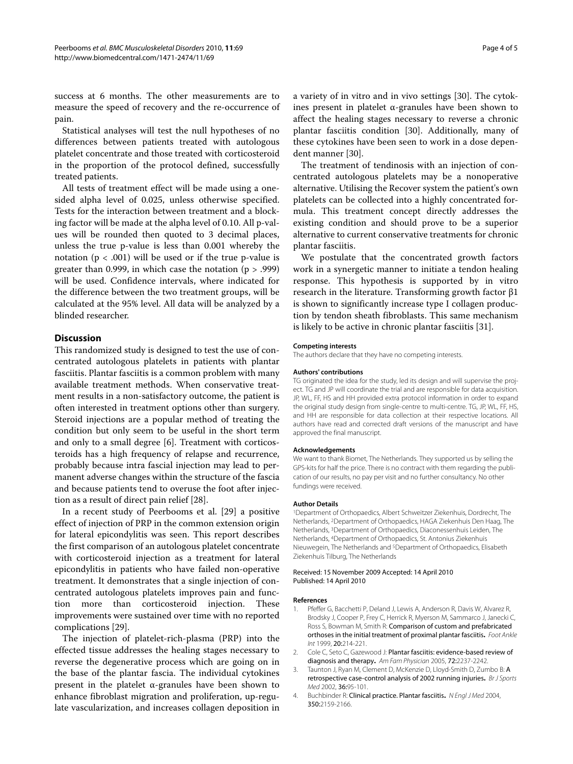success at 6 months. The other measurements are to measure the speed of recovery and the re-occurrence of pain.

Statistical analyses will test the null hypotheses of no differences between patients treated with autologous platelet concentrate and those treated with corticosteroid in the proportion of the protocol defined, successfully treated patients.

All tests of treatment effect will be made using a one-sided alpha level of 0.025, unless otherwise specified. Tests for the interaction between treatment and a blocking factor will be made at the alpha level of 0.10. All p-values will be rounded then quoted to 3 decimal places, unless the true p-value is less than 0.001 whereby the notation ($p < .001$) will be used or if the true p-value is greater than 0.999, in which case the notation ($p > .999$) will be used. Confidence intervals, where indicated for the difference between the two treatment groups, will be calculated at the 95% level. All data will be analyzed by a blinded researcher.

## Discussion

This randomized study is designed to test the use of concentrated autologous platelets in patients with plantar fasciitis. Plantar fasciitis is a common problem with many available treatment methods. When conservative treatment results in a non-satisfactory outcome, the patient is often interested in treatment options other than surgery. Steroid injections are a popular method of treating the condition but only seem to be useful in the short term and only to a small degree [6]. Treatment with corticosteroids has a high frequency of relapse and recurrence, probably because intra fascial injection may lead to permanent adverse changes within the structure of the fascia and because patients tend to overuse the foot after injection as a result of direct pain relief [28].

In a recent study of Peerbooms et al. [29] a positive effect of injection of PRP in the common extension origin for lateral epicondylitis was seen. This report describes the first comparison of an autologous platelet concentrate with corticosteroid injection as a treatment for lateral epicondylitis in patients who have failed non-operative treatment. It demonstrates that a single injection of concentrated autologous platelets improves pain and function more than corticosteroid injection. These improvements were sustained over time with no reported complications [29].

The injection of platelet-rich-plasma (PRP) into the effected tissue addresses the healing stages necessary to reverse the degenerative process which are going on in the base of the plantar fascia. The individual cytokines present in the platelet α-granules have been shown to enhance fibroblast migration and proliferation, up-regulate vascularization, and increases collagen deposition in a variety of in vitro and in vivo settings [30]. The cytokines present in platelet α-granules have been shown to affect the healing stages necessary to reverse a chronic plantar fasciitis condition [30]. Additionally, many of these cytokines have been seen to work in a dose dependent manner [30].

The treatment of tendinosis with an injection of concentrated autologous platelets may be a nonoperative alternative. Utilising the Recover system the patient's own platelets can be collected into a highly concentrated formula. This treatment concept directly addresses the existing condition and should prove to be a superior alternative to current conservative treatments for chronic plantar fasciitis.

We postulate that the concentrated growth factors work in a synergetic manner to initiate a tendon healing response. This hypothesis is supported by in vitro research in the literature. Transforming growth factor β1 is shown to significantly increase type I collagen production by tendon sheath fibroblasts. This same mechanism is likely to be active in chronic plantar fasciitis [31].

#### Competing interests

The authors declare that they have no competing interests.

#### Authors' contributions

TG originated the idea for the study, led its design and will supervise the project. TG and JP will coordinate the trial and are responsible for data acquisition. JP, WL, FF, HS and HH provided extra protocol information in order to expand the original study design from single-centre to multi-centre. TG, JP, WL, FF, HS, and HH are responsible for data collection at their respective locations. All authors have read and corrected draft versions of the manuscript and have approved the final manuscript.

#### Acknowledgements

We want to thank Biomet, The Netherlands. They supported us by selling the GPS-kits for half the price. There is no contract with them regarding the publication of our results, no pay per visit and no further consultancy. No other fundings were received.

#### Author Details

[1]Department of Orthopaedics, Albert Schweitzer Ziekenhuis, Dordrecht, The Netherlands, [2]Department of Orthopaedics, HAGA Ziekenhuis Den Haag, The Netherlands, [3]Department of Orthopaedics, Diaconessenhuis Leiden, The Netherlands, [4]Department of Orthopaedics, St. Antonius Ziekenhuis Nieuwegein, The Netherlands and [5]Department of Orthopaedics, Elisabeth Ziekenhuis Tilburg, The Netherlands

Received: 15 November 2009 Accepted: 14 April 2010
Published: 14 April 2010

#### References

1. Pfeffer G, Bacchetti P, Deland J, Lewis A, Anderson R, Davis W, Alvarez R, Brodsky J, Cooper P, Frey C, Herrick R, Myerson M, Sammarco J, Janecki C, Ross S, Bowman M, Smith R: **Comparison of custom and prefabricated orthoses in the initial treatment of proximal plantar fasciitis.** *Foot Ankle Int* 1999, **20:**214-221.
2. Cole C, Seto C, Gazewood J: **Plantar fasciitis: evidence-based review of diagnosis and therapy.** *Am Fam Physician* 2005, **72:**2237-2242.
3. Taunton J, Ryan M, Clement D, McKenzie D, Lloyd-Smith D, Zumbo B: **A retrospective case-control analysis of 2002 running injuries.** *Br J Sports Med* 2002, **36:**95-101.
4. Buchbinder R: **Clinical practice. Plantar fasciitis.** *N Engl J Med* 2004, **350:**2159-2166.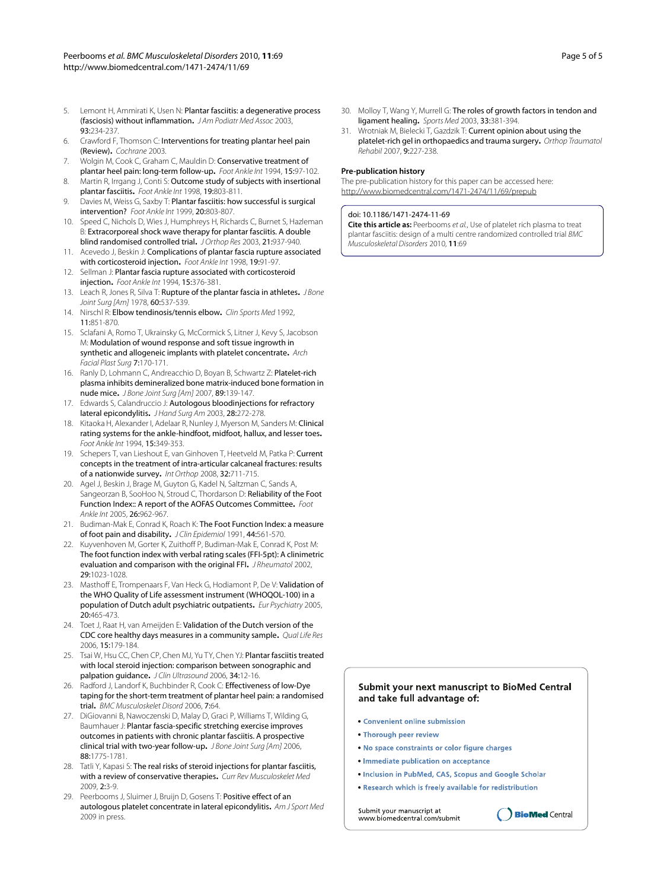5. Lemont H, Ammirati K, Usen N: **Plantar fasciitis: a degenerative process (fasciosis) without inflammation.** *J Am Podiatr Med Assoc* 2003, **93**:234-237.
6. Crawford F, Thomson C: **Interventions for treating plantar heel pain (Review).** *Cochrane* 2003.
7. Wolgin M, Cook C, Graham C, Mauldin D: **Conservative treatment of plantar heel pain: long-term follow-up.** *Foot Ankle Int* 1994, **15**:97-102.
8. Martin R, Irrgang J, Conti S: **Outcome study of subjects with insertional plantar fasciitis.** *Foot Ankle Int* 1998, **19**:803-811.
9. Davies M, Weiss G, Saxby T: **Plantar fasciitis: how successful is surgical intervention?** *Foot Ankle Int* 1999, **20**:803-807.
10. Speed C, Nichols D, Wies J, Humphreys H, Richards C, Burnet S, Hazleman B: **Extracorporeal shock wave therapy for plantar fasciitis. A double blind randomised controlled trial.** *J Orthop Res* 2003, **21**:937-940.
11. Acevedo J, Beskin J: **Complications of plantar fascia rupture associated with corticosteroid injection.** *Foot Ankle Int* 1998, **19**:91-97.
12. Sellman J: **Plantar fascia rupture associated with corticosteroid injection.** *Foot Ankle Int* 1994, **15**:376-381.
13. Leach R, Jones R, Silva T: **Rupture of the plantar fascia in athletes.** *J Bone Joint Surg [Am]* 1978, **60**:537-539.
14. Nirschl R: **Elbow tendinosis/tennis elbow.** *Clin Sports Med* 1992, **11**:851-870.
15. Sclafani A, Romo T, Ukrainsky G, McCormick S, Litner J, Kevy S, Jacobson M: **Modulation of wound response and soft tissue ingrowth in synthetic and allogeneic implants with platelet concentrate.** *Arch Facial Plast Surg* **7**:170-171.
16. Ranly D, Lohmann C, Andreacchio D, Boyan B, Schwartz Z: **Platelet-rich plasma inhibits demineralized bone matrix-induced bone formation in nude mice.** *J Bone Joint Surg [Am]* 2007, **89**:139-147.
17. Edwards S, Calandruccio J: **Autologous bloodinjections for refractory lateral epicondylitis.** *J Hand Surg Am* 2003, **28**:272-278.
18. Kitaoka H, Alexander I, Adelaar R, Nunley J, Myerson M, Sanders M: **Clinical rating systems for the ankle-hindfoot, midfoot, hallux, and lesser toes.** *Foot Ankle Int* 1994, **15**:349-353.
19. Schepers T, van Lieshout E, van Ginhoven T, Heetveld M, Patka P: **Current concepts in the treatment of intra-articular calcaneal fractures: results of a nationwide survey.** *Int Orthop* 2008, **32**:711-715.
20. Agel J, Beskin J, Brage M, Guyton G, Kadel N, Saltzman C, Sands A, Sangeorzan B, SooHoo N, Stroud C, Thordarson D: **Reliability of the Foot Function Index:: A report of the AOFAS Outcomes Committee.** *Foot Ankle Int* 2005, **26**:962-967.
21. Budiman-Mak E, Conrad K, Roach K: **The Foot Function Index: a measure of foot pain and disability.** *J Clin Epidemiol* 1991, **44**:561-570.
22. Kuyvenhoven M, Gorter K, Zuithoff P, Budiman-Mak E, Conrad K, Post M: **The foot function index with verbal rating scales (FFI-5pt): A clinimetric evaluation and comparison with the original FFI.** *J Rheumatol* 2002, **29**:1023-1028.
23. Masthoff E, Trompenaars F, Van Heck G, Hodiamont P, De V: **Validation of the WHO Quality of Life assessment instrument (WHOQOL-100) in a population of Dutch adult psychiatric outpatients.** *Eur Psychiatry* 2005, **20**:465-473.
24. Toet J, Raat H, van Ameijden E: **Validation of the Dutch version of the CDC core healthy days measures in a community sample.** *Qual Life Res* 2006, **15**:179-184.
25. Tsai W, Hsu CC, Chen CP, Chen MJ, Yu TY, Chen YJ: **Plantar fasciitis treated with local steroid injection: comparison between sonographic and palpation guidance.** *J Clin Ultrasound* 2006, **34**:12-16.
26. Radford J, Landorf K, Buchbinder R, Cook C: **Effectiveness of low-Dye taping for the short-term treatment of plantar heel pain: a randomised trial.** *BMC Musculoskelet Disord* 2006, **7**:64.
27. DiGiovanni B, Nawoczenski D, Malay D, Graci P, Williams T, Wilding G, Baumhauer J: **Plantar fascia-specific stretching exercise improves outcomes in patients with chronic plantar fasciitis. A prospective clinical trial with two-year follow-up.** *J Bone Joint Surg [Am]* 2006, **88**:1775-1781.
28. Tatli Y, Kapasi S: **The real risks of steroid injections for plantar fasciitis, with a review of conservative therapies.** *Curr Rev Musculoskelet Med* 2009, **2**:3-9.
29. Peerbooms J, Sluimer J, Bruijn D, Gosens T: **Positive effect of an autologous platelet concentrate in lateral epicondylitis.** *Am J Sport Med* 2009 in press.
30. Molloy T, Wang Y, Murrell G: **The roles of growth factors in tendon and ligament healing.** *Sports Med* 2003, **33**:381-394.
31. Wrotniak M, Bielecki T, Gazdzik T: **Current opinion about using the platelet-rich gel in orthopaedics and trauma surgery.** *Orthop Traumatol Rehabil* 2007, **9**:227-238.

### Pre-publication history

The pre-publication history for this paper can be accessed here:
http://www.biomedcentral.com/1471-2474/11/69/prepub

doi: 10.1186/1471-2474-11-69
**Cite this article as:** Peerbooms *et al.*, Use of platelet rich plasma to treat plantar fasciitis: design of a multi centre randomized controlled trial *BMC Musculoskeletal Disorders* 2010, **11**:69

**Submit your next manuscript to BioMed Central and take full advantage of:**

- Convenient online submission
- Thorough peer review
- No space constraints or color figure charges
- Immediate publication on acceptance
- Inclusion in PubMed, CAS, Scopus and Google Scholar
- Research which is freely available for redistribution

Submit your manuscript at
www.biomedcentral.com/submit

BioMed Central